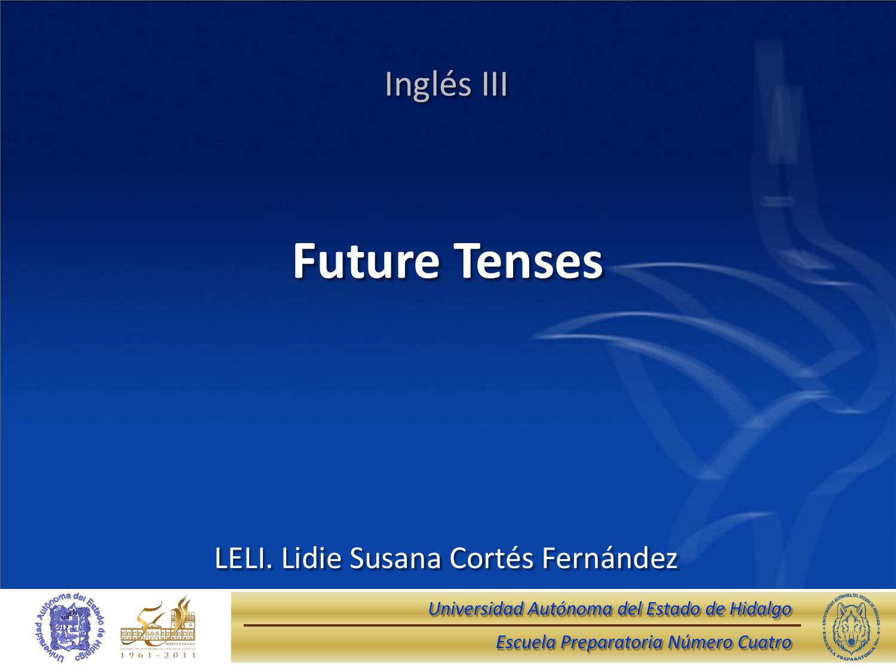Inglés III

# Future Tenses

LELI. Lidie Susana Cortés Fernández

*Universidad Autónoma del Estado de Hidalgo*

*Escuela Preparatoria Número Cuatro*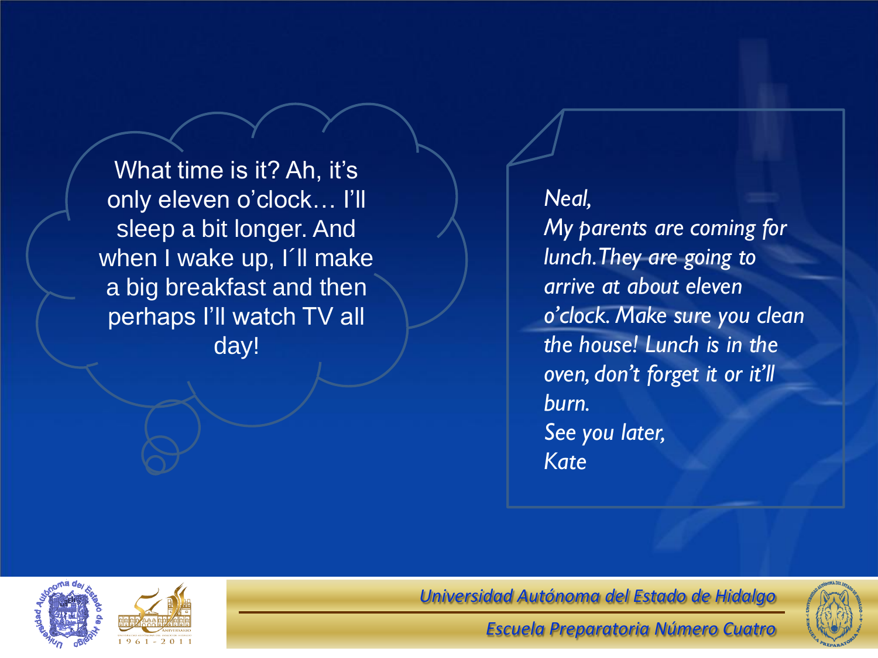What time is it? Ah, it’s only eleven o’clock… I’ll sleep a bit longer. And when I wake up, I´ll make a big breakfast and then perhaps I’ll watch TV all day!

*Neal,*
*My parents are coming for lunch. They are going to arrive at about eleven o’clock. Make sure you clean the house! Lunch is in the oven, don’t forget it or it’ll burn.*
*See you later,*
*Kate*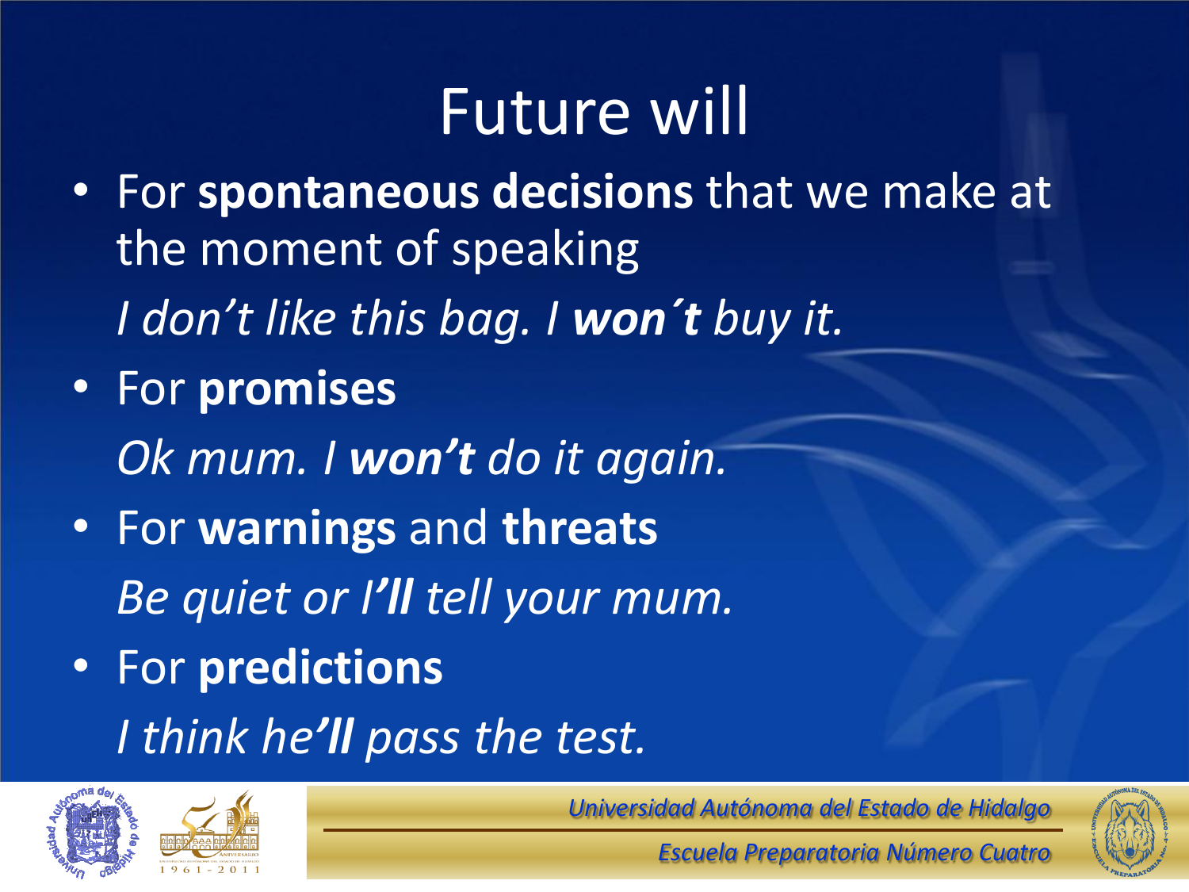# Future will

- For **spontaneous decisions** that we make at the moment of speaking

  *I don't like this bag. I **won´t** buy it.*

- For **promises**

  *Ok mum. I **won't** do it again.*

- For **warnings** and **threats**

  *Be quiet or I'**ll** tell your mum.*

- For **predictions**

  *I think he'**ll** pass the test.*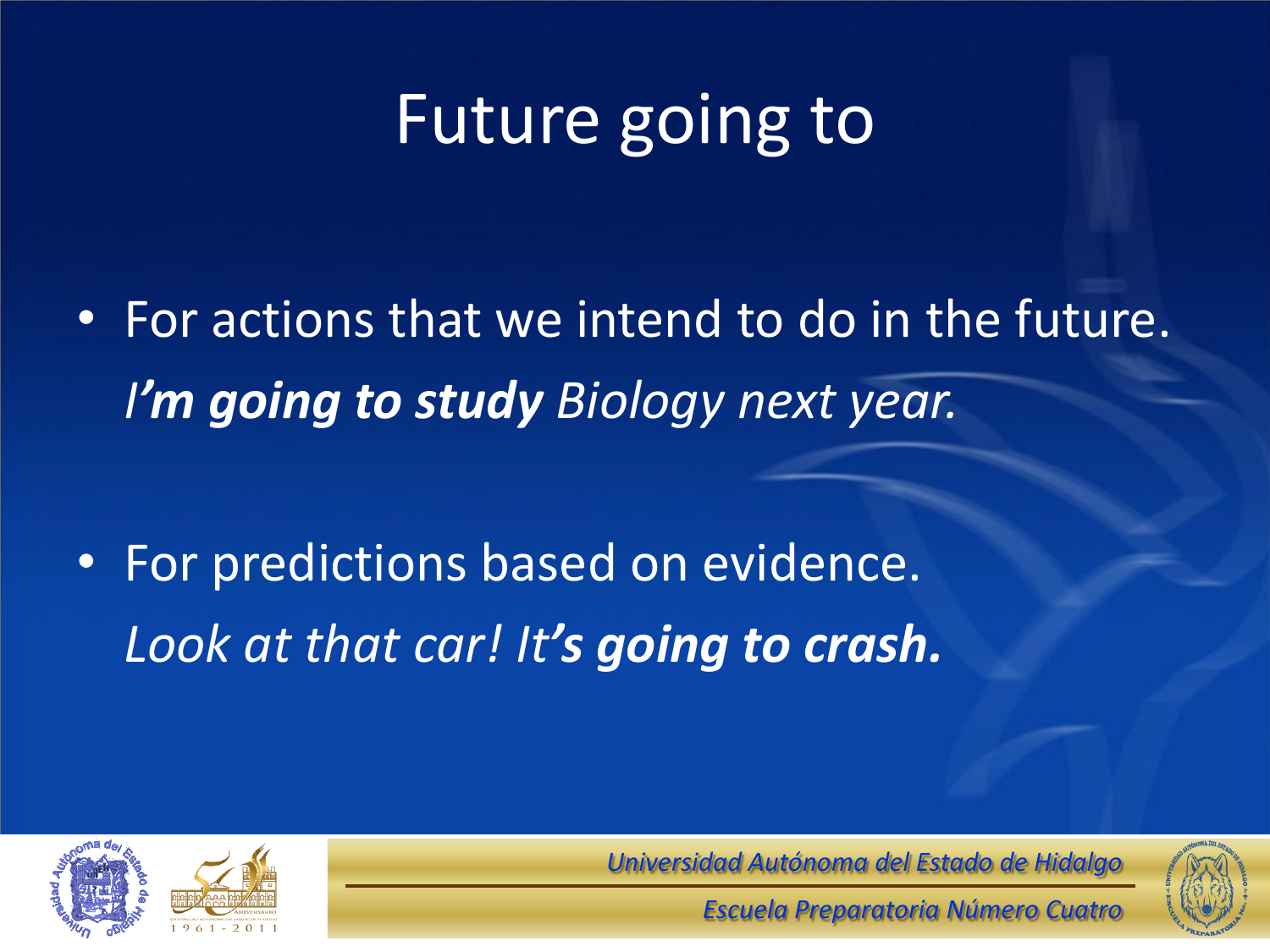# Future going to

- For actions that we intend to do in the future.

  *I**'m going to study** Biology next year.*

- For predictions based on evidence.

  *Look at that car! It**'s going to crash.***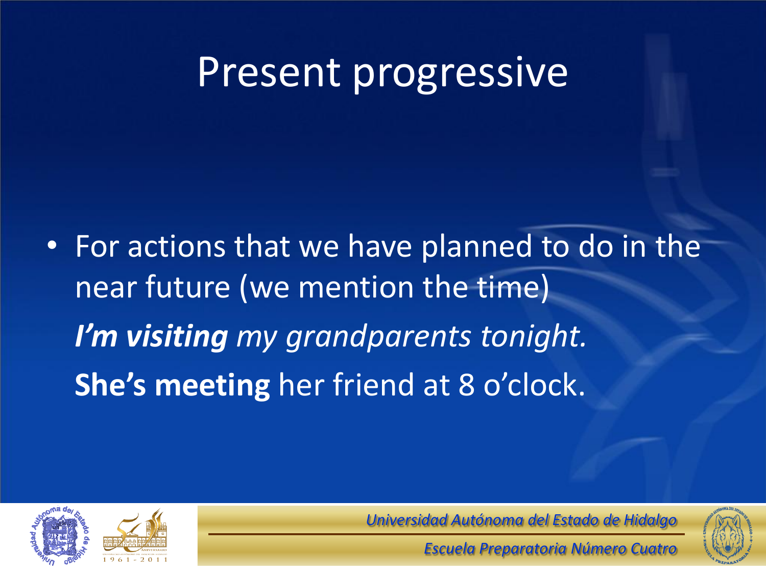# Present progressive

- For actions that we have planned to do in the near future (we mention the time)

  ***I'm visiting*** *my grandparents tonight.*

  **She's meeting** her friend at 8 o'clock.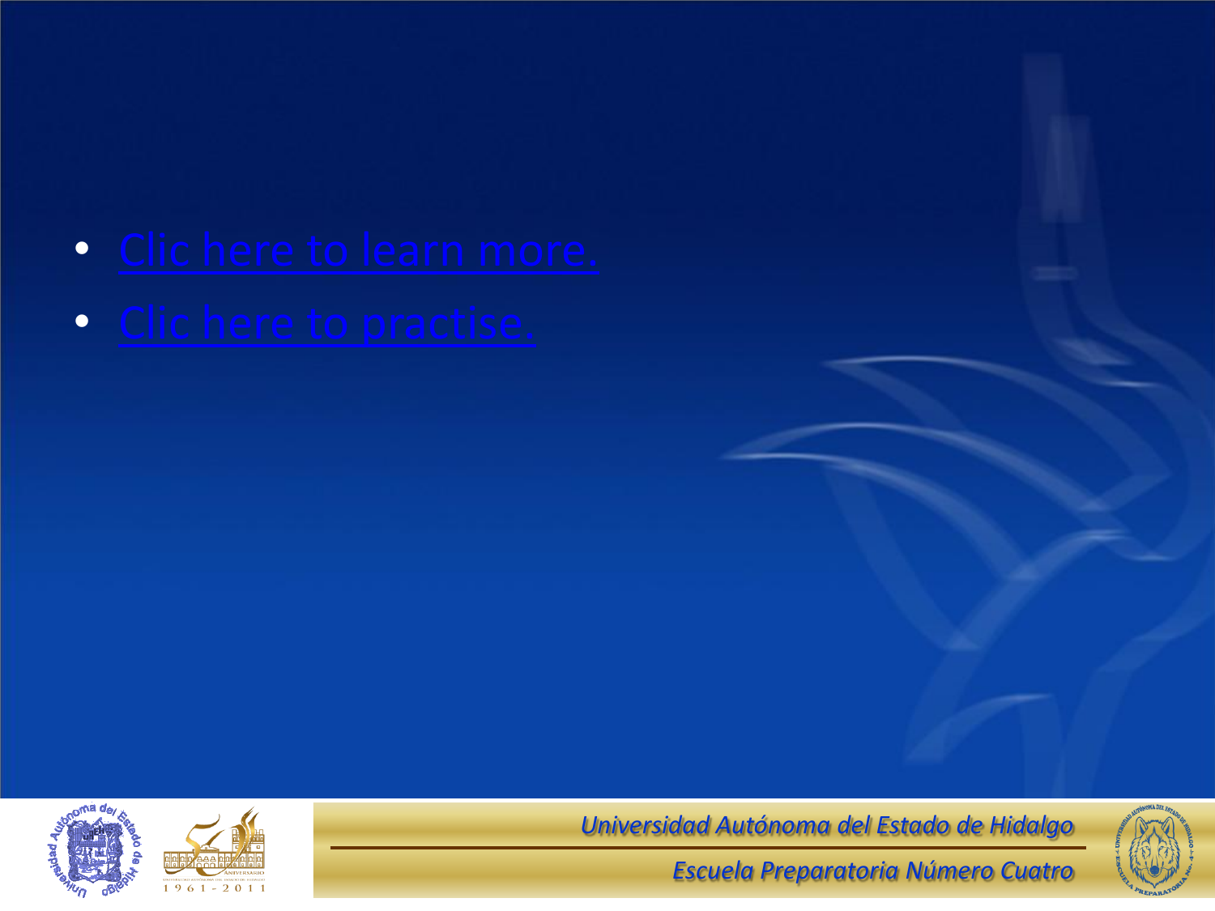- Clic here to learn more.
- Clic here to practise.